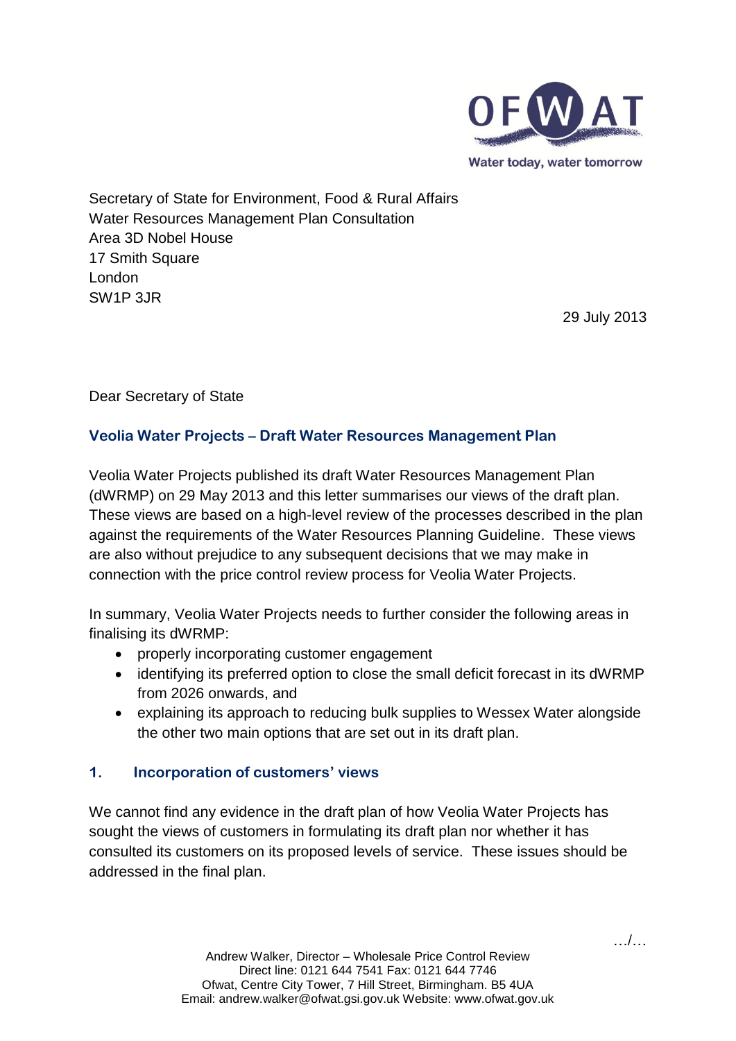Secretary of State for Environment, Food & Rural Affairs
Water Resources Management Plan Consultation
Area 3D Nobel House
17 Smith Square
London
SW1P 3JR

29 July 2013

Dear Secretary of State

**Veolia Water Projects – Draft Water Resources Management Plan**

Veolia Water Projects published its draft Water Resources Management Plan (dWRMP) on 29 May 2013 and this letter summarises our views of the draft plan. These views are based on a high-level review of the processes described in the plan against the requirements of the Water Resources Planning Guideline. These views are also without prejudice to any subsequent decisions that we may make in connection with the price control review process for Veolia Water Projects.

In summary, Veolia Water Projects needs to further consider the following areas in finalising its dWRMP:

- properly incorporating customer engagement
- identifying its preferred option to close the small deficit forecast in its dWRMP from 2026 onwards, and
- explaining its approach to reducing bulk supplies to Wessex Water alongside the other two main options that are set out in its draft plan.

## 1. Incorporation of customers' views

We cannot find any evidence in the draft plan of how Veolia Water Projects has sought the views of customers in formulating its draft plan nor whether it has consulted its customers on its proposed levels of service. These issues should be addressed in the final plan.

Andrew Walker, Director – Wholesale Price Control Review
Direct line: 0121 644 7541 Fax: 0121 644 7746
Ofwat, Centre City Tower, 7 Hill Street, Birmingham. B5 4UA
Email: andrew.walker@ofwat.gsi.gov.uk Website: www.ofwat.gov.uk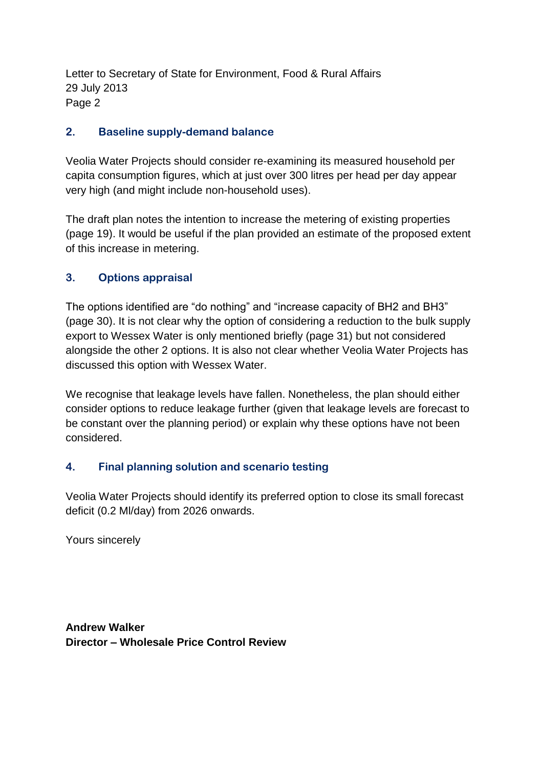## 2. Baseline supply-demand balance

Veolia Water Projects should consider re-examining its measured household per capita consumption figures, which at just over 300 litres per head per day appear very high (and might include non-household uses).

The draft plan notes the intention to increase the metering of existing properties (page 19). It would be useful if the plan provided an estimate of the proposed extent of this increase in metering.

## 3. Options appraisal

The options identified are "do nothing" and "increase capacity of BH2 and BH3" (page 30). It is not clear why the option of considering a reduction to the bulk supply export to Wessex Water is only mentioned briefly (page 31) but not considered alongside the other 2 options. It is also not clear whether Veolia Water Projects has discussed this option with Wessex Water.

We recognise that leakage levels have fallen. Nonetheless, the plan should either consider options to reduce leakage further (given that leakage levels are forecast to be constant over the planning period) or explain why these options have not been considered.

## 4. Final planning solution and scenario testing

Veolia Water Projects should identify its preferred option to close its small forecast deficit (0.2 Ml/day) from 2026 onwards.

Yours sincerely

**Andrew Walker**
**Director – Wholesale Price Control Review**